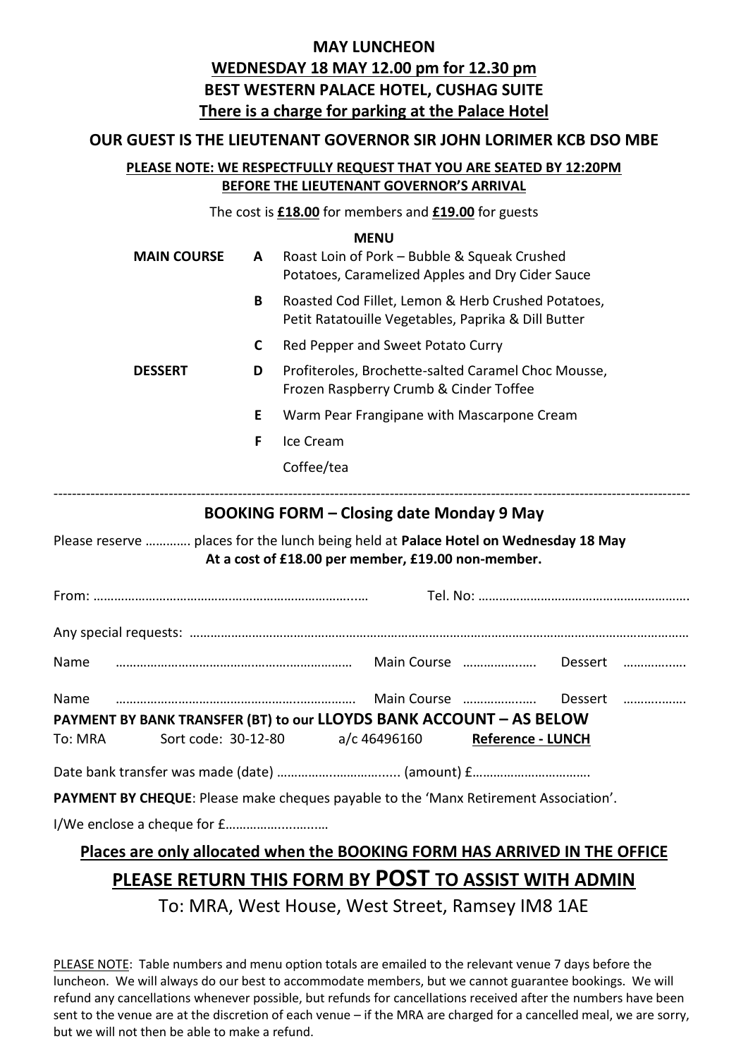# MAY LUNCHEON

## WEDNESDAY 18 MAY 12.00 pm for 12.30 pm

## BEST WESTERN PALACE HOTEL, CUSHAG SUITE

**There is a charge for parking at the Palace Hotel**

### OUR GUEST IS THE LIEUTENANT GOVERNOR SIR JOHN LORIMER KCB DSO MBE

**PLEASE NOTE: WE RESPECTFULLY REQUEST THAT YOU ARE SEATED BY 12:20PM BEFORE THE LIEUTENANT GOVERNOR'S ARRIVAL**

The cost is **£18.00** for members and **£19.00** for guests

**MENU**

| | | |
|---|---|---|
| **MAIN COURSE** | **A** | Roast Loin of Pork – Bubble & Squeak Crushed Potatoes, Caramelized Apples and Dry Cider Sauce |
| | **B** | Roasted Cod Fillet, Lemon & Herb Crushed Potatoes, Petit Ratatouille Vegetables, Paprika & Dill Butter |
| | **C** | Red Pepper and Sweet Potato Curry |
| **DESSERT** | **D** | Profiteroles, Brochette-salted Caramel Choc Mousse, Frozen Raspberry Crumb & Cinder Toffee |
| | **E** | Warm Pear Frangipane with Mascarpone Cream |
| | **F** | Ice Cream |
| | | Coffee/tea |

---

## BOOKING FORM – Closing date Monday 9 May

Please reserve ………… places for the lunch being held at **Palace Hotel on Wednesday 18 May**
**At a cost of £18.00 per member, £19.00 non-member.**

From: …………………………………………………………………… Tel. No: ……………………………………………………

Any special requests: ……………………………………………………………………………………………………………………

Name …………………………………………………………… Main Course ……………….. Dessert ……………..

Name …………………………………………………………… Main Course ……………….. Dessert ……………..

**PAYMENT BY BANK TRANSFER (BT) to our LLOYDS BANK ACCOUNT – AS BELOW**

To: MRA Sort code: 30-12-80 a/c 46496160 **Reference - LUNCH**

Date bank transfer was made (date) …………………………….. (amount) £……………………………

**PAYMENT BY CHEQUE**: Please make cheques payable to the 'Manx Retirement Association'.

I/We enclose a cheque for £……………………….

**Places are only allocated when the BOOKING FORM HAS ARRIVED IN THE OFFICE**

**PLEASE RETURN THIS FORM BY POST TO ASSIST WITH ADMIN**

To: MRA, West House, West Street, Ramsey IM8 1AE

PLEASE NOTE: Table numbers and menu option totals are emailed to the relevant venue 7 days before the luncheon. We will always do our best to accommodate members, but we cannot guarantee bookings. We will refund any cancellations whenever possible, but refunds for cancellations received after the numbers have been sent to the venue are at the discretion of each venue – if the MRA are charged for a cancelled meal, we are sorry, but we will not then be able to make a refund.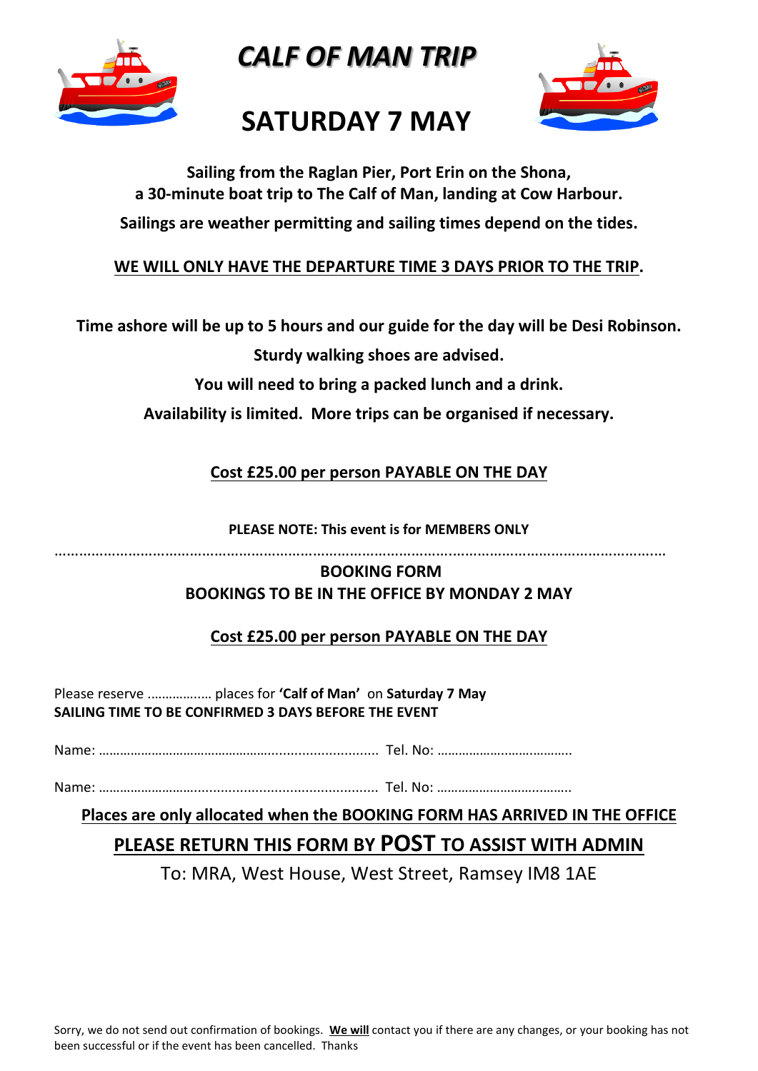# *CALF OF MAN TRIP*

# SATURDAY 7 MAY

**Sailing from the Raglan Pier, Port Erin on the Shona,**
**a 30-minute boat trip to The Calf of Man, landing at Cow Harbour.**

**Sailings are weather permitting and sailing times depend on the tides.**

**<u>WE WILL ONLY HAVE THE DEPARTURE TIME 3 DAYS PRIOR TO THE TRIP</u>.**

**Time ashore will be up to 5 hours and our guide for the day will be Desi Robinson.**

**Sturdy walking shoes are advised.**

**You will need to bring a packed lunch and a drink.**

**Availability is limited. More trips can be organised if necessary.**

**<u>Cost £25.00 per person PAYABLE ON THE DAY</u>**

**PLEASE NOTE: This event is for MEMBERS ONLY**

……………………………………………………………………………………………………………………………………

**BOOKING FORM**
**BOOKINGS TO BE IN THE OFFICE BY MONDAY 2 MAY**

**<u>Cost £25.00 per person PAYABLE ON THE DAY</u>**

Please reserve ……………… places for **'Calf of Man'** on **Saturday 7 May**
**SAILING TIME TO BE CONFIRMED 3 DAYS BEFORE THE EVENT**

Name: …………………………………………........................... Tel. No: ……………………………….

Name: …………………………….......................................... Tel. No: ……………………………….

**<u>Places are only allocated when the BOOKING FORM HAS ARRIVED IN THE OFFICE</u>**

**<u>PLEASE RETURN THIS FORM BY POST TO ASSIST WITH ADMIN</u>**

To: MRA, West House, West Street, Ramsey IM8 1AE

Sorry, we do not send out confirmation of bookings. **<u>We will</u>** contact you if there are any changes, or your booking has not been successful or if the event has been cancelled. Thanks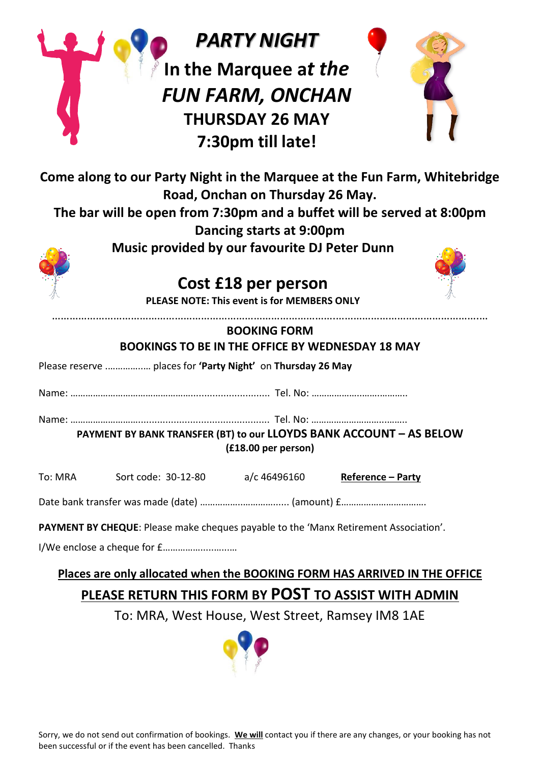# *PARTY NIGHT*

## In the Marquee a*t the FUN FARM, ONCHAN*

## THURSDAY 26 MAY

## 7:30pm till late!

**Come along to our Party Night in the Marquee at the Fun Farm, Whitebridge Road, Onchan on Thursday 26 May.**

**The bar will be open from 7:30pm and a buffet will be served at 8:00pm**

**Dancing starts at 9:00pm**

**Music provided by our favourite DJ Peter Dunn**

## Cost £18 per person

**PLEASE NOTE: This event is for MEMBERS ONLY**

…………………………………………………………………………………………………………………………………

**BOOKING FORM**

**BOOKINGS TO BE IN THE OFFICE BY WEDNESDAY 18 MAY**

Please reserve ……………… places for **'Party Night'** on **Thursday 26 May**

Name: ……………………………………………………………………… Tel. No: ………………………………..

Name: ……………………………………………………………………… Tel. No: ………………………………..

**PAYMENT BY BANK TRANSFER (BT) to our LLOYDS BANK ACCOUNT – AS BELOW**

**(£18.00 per person)**

To: MRA Sort code: 30-12-80 a/c 46496160 **Reference – Party**

Date bank transfer was made (date) …………………………….. (amount) £…………………………….

**PAYMENT BY CHEQUE**: Please make cheques payable to the 'Manx Retirement Association'.

I/We enclose a cheque for £…………………………

**Places are only allocated when the BOOKING FORM HAS ARRIVED IN THE OFFICE**

**PLEASE RETURN THIS FORM BY POST TO ASSIST WITH ADMIN**

To: MRA, West House, West Street, Ramsey IM8 1AE

Sorry, we do not send out confirmation of bookings. **We will** contact you if there are any changes, or your booking has not been successful or if the event has been cancelled. Thanks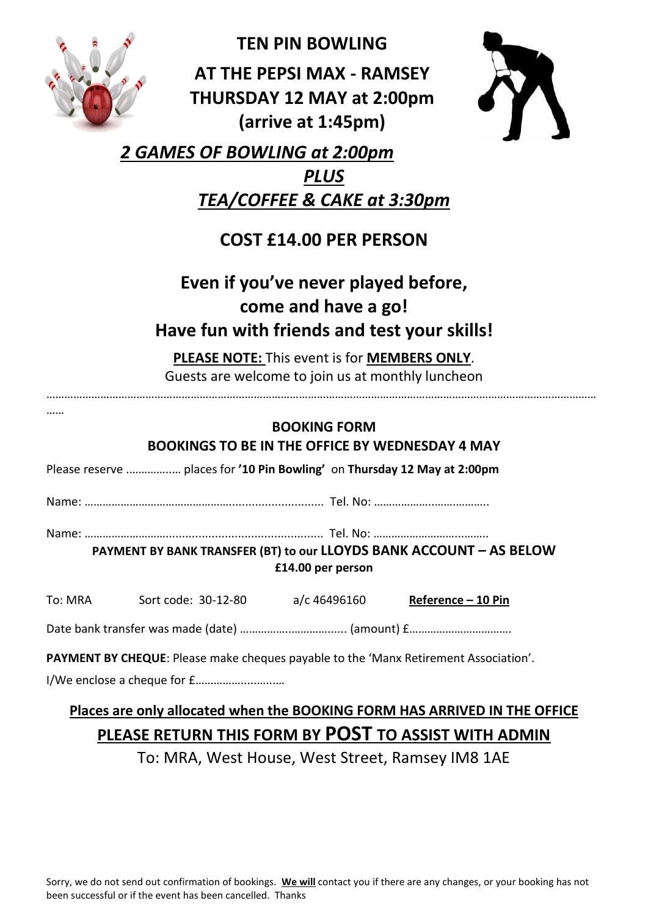# TEN PIN BOWLING

## AT THE PEPSI MAX - RAMSEY
## THURSDAY 12 MAY at 2:00pm
## (arrive at 1:45pm)

***2 GAMES OF BOWLING at 2:00pm***

***PLUS***

***TEA/COFFEE & CAKE at 3:30pm***

## COST £14.00 PER PERSON

**Even if you've never played before, come and have a go!**
**Have fun with friends and test your skills!**

**PLEASE NOTE:** This event is for **MEMBERS ONLY**.
Guests are welcome to join us at monthly luncheon

…………………………………………………………………………………………………………………………………………………………………………

### BOOKING FORM
### BOOKINGS TO BE IN THE OFFICE BY WEDNESDAY 4 MAY

Please reserve ……….…… places for **'10 Pin Bowling'** on **Thursday 12 May at 2:00pm**

Name: …………………………………………................................. Tel. No: ………………….………………..

Name: …………………………............................................... Tel. No: ……………………………..……..

**PAYMENT BY BANK TRANSFER (BT) to our LLOYDS BANK ACCOUNT – AS BELOW**
**£14.00 per person**

To: MRA Sort code: 30-12-80 a/c 46496160 **Reference – 10 Pin**

Date bank transfer was made (date) ……………..……………..... (amount) £…………………………….

**PAYMENT BY CHEQUE**: Please make cheques payable to the 'Manx Retirement Association'.

I/We enclose a cheque for £………………...........

**Places are only allocated when the BOOKING FORM HAS ARRIVED IN THE OFFICE**

**PLEASE RETURN THIS FORM BY POST TO ASSIST WITH ADMIN**

To: MRA, West House, West Street, Ramsey IM8 1AE

Sorry, we do not send out confirmation of bookings. **We will** contact you if there are any changes, or your booking has not been successful or if the event has been cancelled. Thanks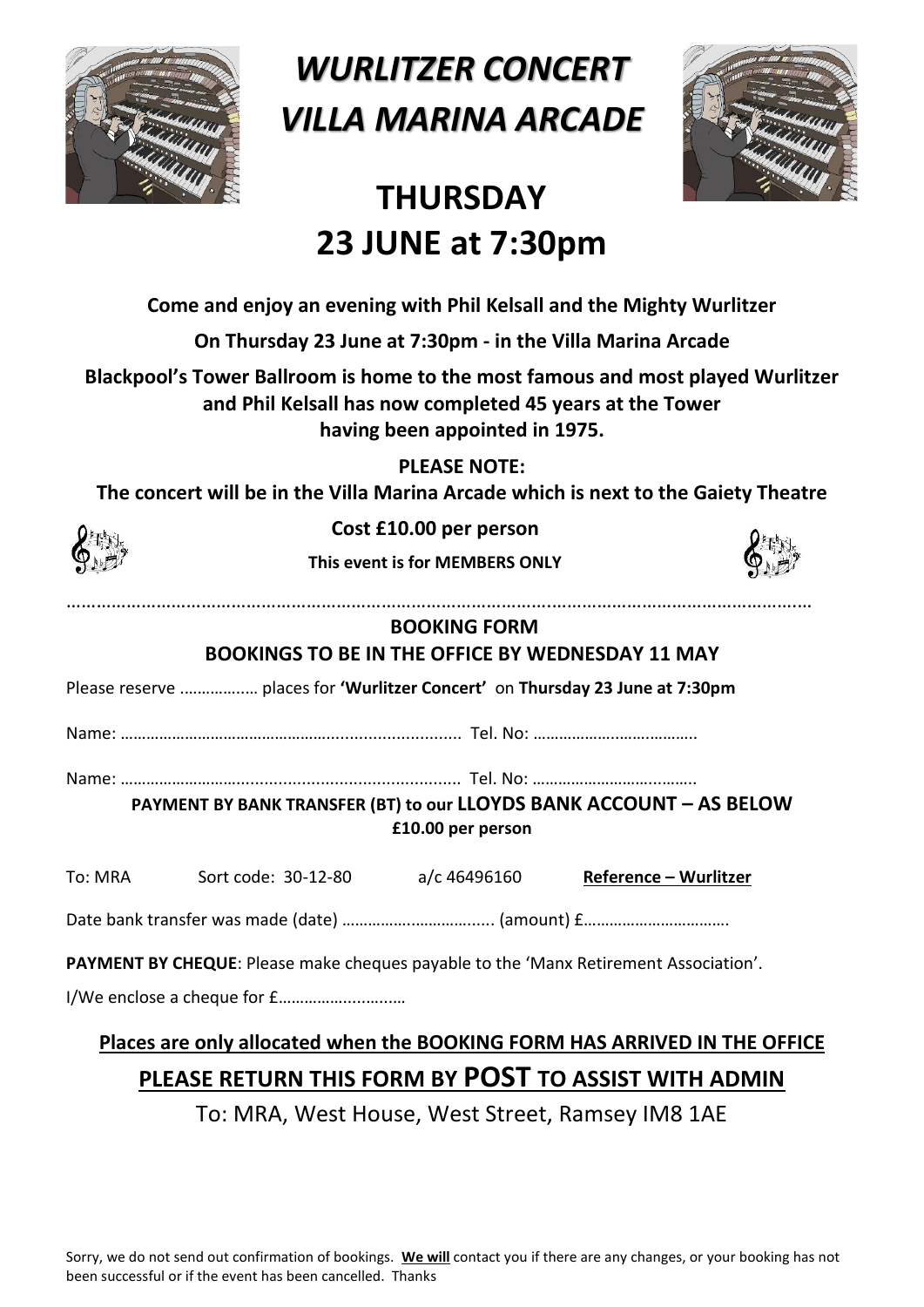# *WURLITZER CONCERT*
# *VILLA MARINA ARCADE*

## THURSDAY
## 23 JUNE at 7:30pm

**Come and enjoy an evening with Phil Kelsall and the Mighty Wurlitzer**

**On Thursday 23 June at 7:30pm - in the Villa Marina Arcade**

**Blackpool's Tower Ballroom is home to the most famous and most played Wurlitzer and Phil Kelsall has now completed 45 years at the Tower having been appointed in 1975.**

**PLEASE NOTE:**
**The concert will be in the Villa Marina Arcade which is next to the Gaiety Theatre**

**Cost £10.00 per person**

**This event is for MEMBERS ONLY**

.............................................................................................................................................

**BOOKING FORM**

**BOOKINGS TO BE IN THE OFFICE BY WEDNESDAY 11 MAY**

Please reserve ................. places for **'Wurlitzer Concert'** on **Thursday 23 June at 7:30pm**

Name: ................................................................................ Tel. No: .....................................

Name: ................................................................................ Tel. No: .....................................

**PAYMENT BY BANK TRANSFER (BT) to our LLOYDS BANK ACCOUNT – AS BELOW**
**£10.00 per person**

To: MRA Sort code: 30-12-80 a/c 46496160 **Reference – Wurlitzer**

Date bank transfer was made (date) ...................................... (amount) £.................................

**PAYMENT BY CHEQUE**: Please make cheques payable to the 'Manx Retirement Association'.

I/We enclose a cheque for £...............................

**Places are only allocated when the BOOKING FORM HAS ARRIVED IN THE OFFICE**

**PLEASE RETURN THIS FORM BY POST TO ASSIST WITH ADMIN**

To: MRA, West House, West Street, Ramsey IM8 1AE

Sorry, we do not send out confirmation of bookings. **We will** contact you if there are any changes, or your booking has not been successful or if the event has been cancelled. Thanks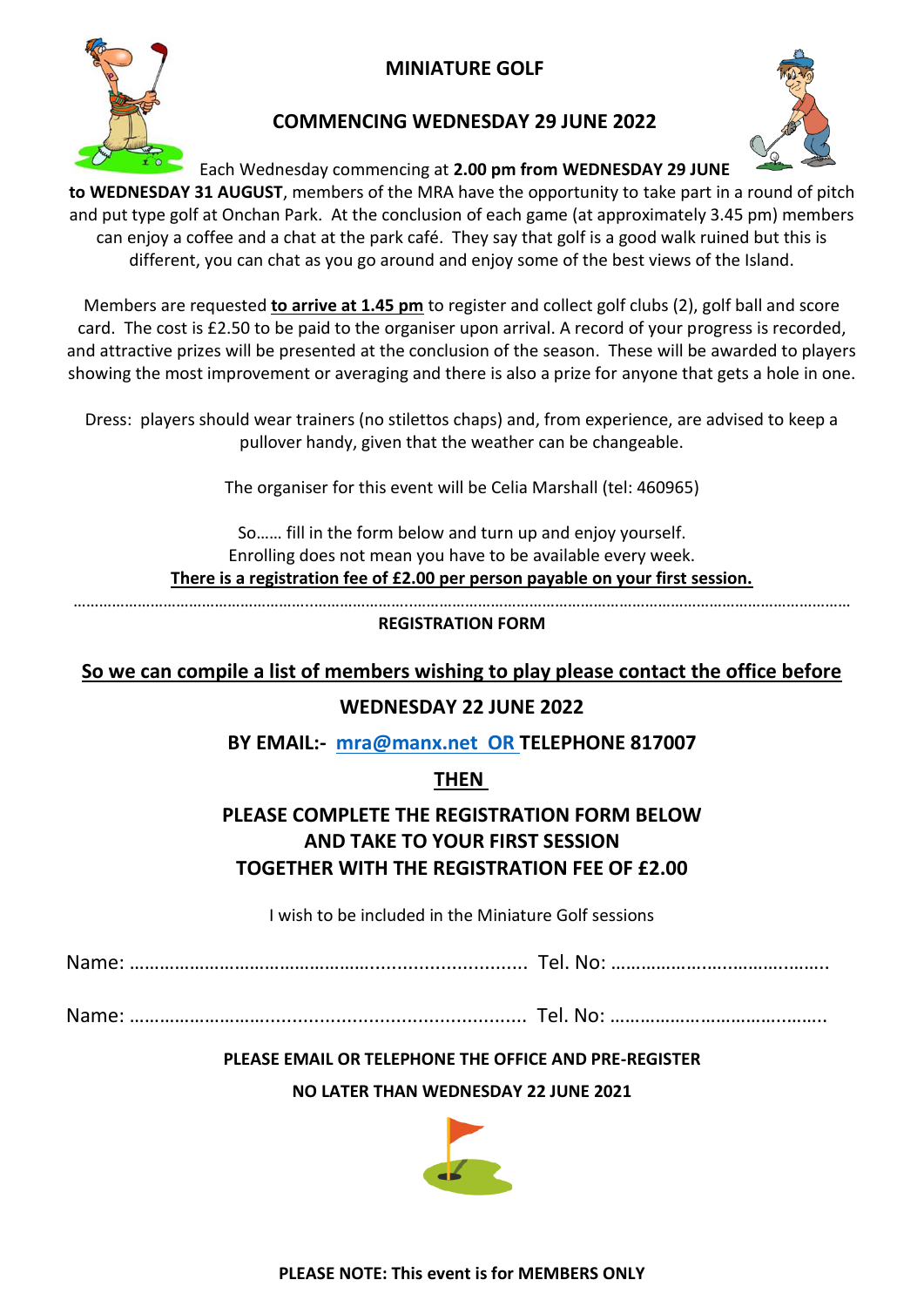# MINIATURE GOLF

## COMMENCING WEDNESDAY 29 JUNE 2022

Each Wednesday commencing at **2.00 pm from WEDNESDAY 29 JUNE to WEDNESDAY 31 AUGUST**, members of the MRA have the opportunity to take part in a round of pitch and put type golf at Onchan Park. At the conclusion of each game (at approximately 3.45 pm) members can enjoy a coffee and a chat at the park café. They say that golf is a good walk ruined but this is different, you can chat as you go around and enjoy some of the best views of the Island.

Members are requested **to arrive at 1.45 pm** to register and collect golf clubs (2), golf ball and score card. The cost is £2.50 to be paid to the organiser upon arrival. A record of your progress is recorded, and attractive prizes will be presented at the conclusion of the season. These will be awarded to players showing the most improvement or averaging and there is also a prize for anyone that gets a hole in one.

Dress: players should wear trainers (no stilettos chaps) and, from experience, are advised to keep a pullover handy, given that the weather can be changeable.

The organiser for this event will be Celia Marshall (tel: 460965)

So…… fill in the form below and turn up and enjoy yourself.
Enrolling does not mean you have to be available every week.
**There is a registration fee of £2.00 per person payable on your first session.**

………………………………………………………………………………………………………………………………………………

**REGISTRATION FORM**

**So we can compile a list of members wishing to play please contact the office before**

**WEDNESDAY 22 JUNE 2022**

**BY EMAIL:- mra@manx.net OR TELEPHONE 817007**

**THEN**

**PLEASE COMPLETE THE REGISTRATION FORM BELOW AND TAKE TO YOUR FIRST SESSION TOGETHER WITH THE REGISTRATION FEE OF £2.00**

I wish to be included in the Miniature Golf sessions

Name: ……………………………………………………………… Tel. No: ……………………………………….

Name: ……………………………………………………………… Tel. No: ……………………………………….

**PLEASE EMAIL OR TELEPHONE THE OFFICE AND PRE-REGISTER**

**NO LATER THAN WEDNESDAY 22 JUNE 2021**

**PLEASE NOTE: This event is for MEMBERS ONLY**